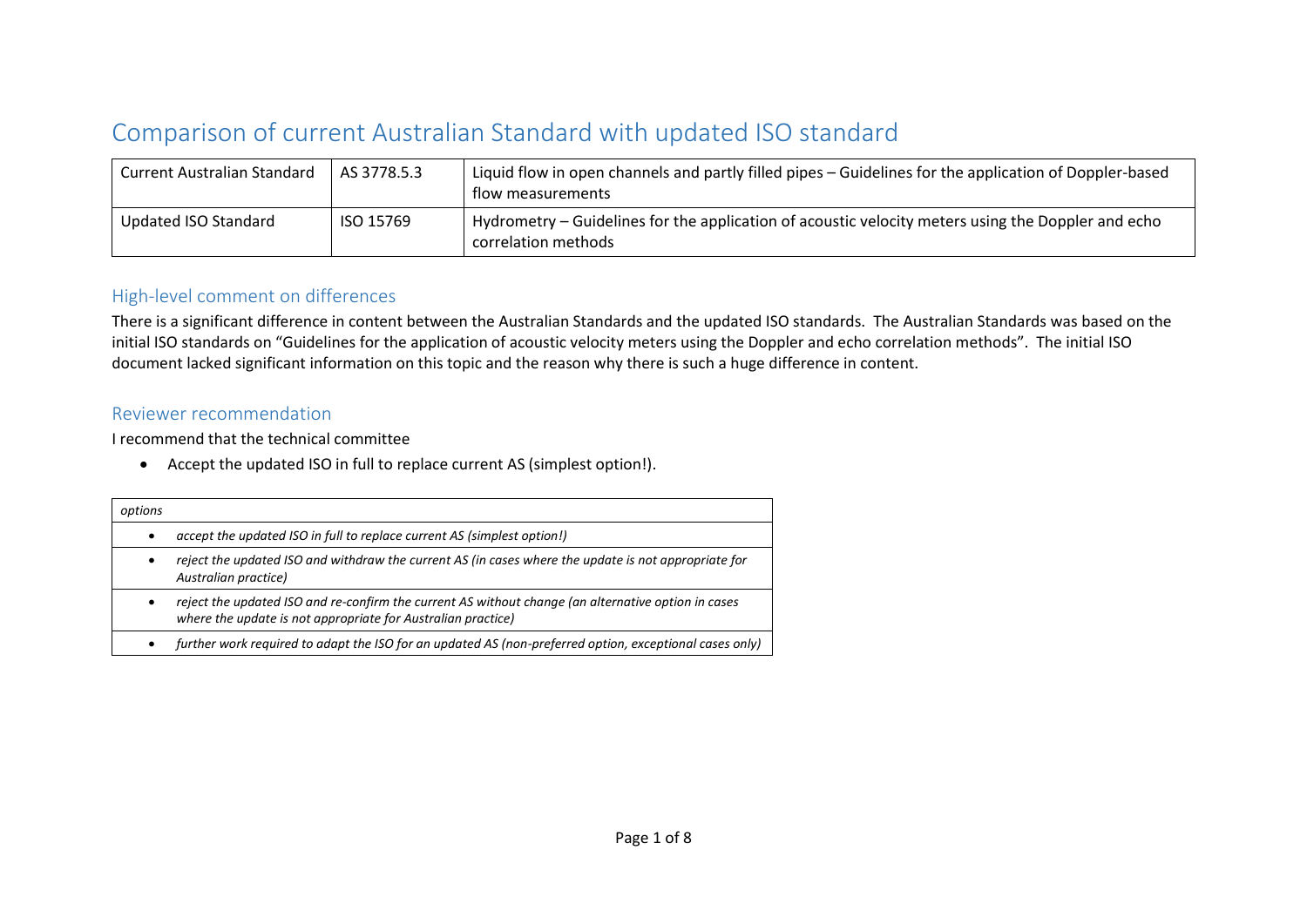# Comparison of current Australian Standard with updated ISO standard

| Current Australian Standard | AS 3778.5.3 | Liquid flow in open channels and partly filled pipes – Guidelines for the application of Doppler-based flow measurements |
|---|---|---|
| Updated ISO Standard | ISO 15769 | Hydrometry – Guidelines for the application of acoustic velocity meters using the Doppler and echo correlation methods |

## High-level comment on differences

There is a significant difference in content between the Australian Standards and the updated ISO standards. The Australian Standards was based on the initial ISO standards on "Guidelines for the application of acoustic velocity meters using the Doppler and echo correlation methods". The initial ISO document lacked significant information on this topic and the reason why there is such a huge difference in content.

## Reviewer recommendation

I recommend that the technical committee

- Accept the updated ISO in full to replace current AS (simplest option!).

| *options* |
|---|
| • *accept the updated ISO in full to replace current AS (simplest option!)* |
| • *reject the updated ISO and withdraw the current AS (in cases where the update is not appropriate for Australian practice)* |
| • *reject the updated ISO and re-confirm the current AS without change (an alternative option in cases where the update is not appropriate for Australian practice)* |
| • *further work required to adapt the ISO for an updated AS (non-preferred option, exceptional cases only)* |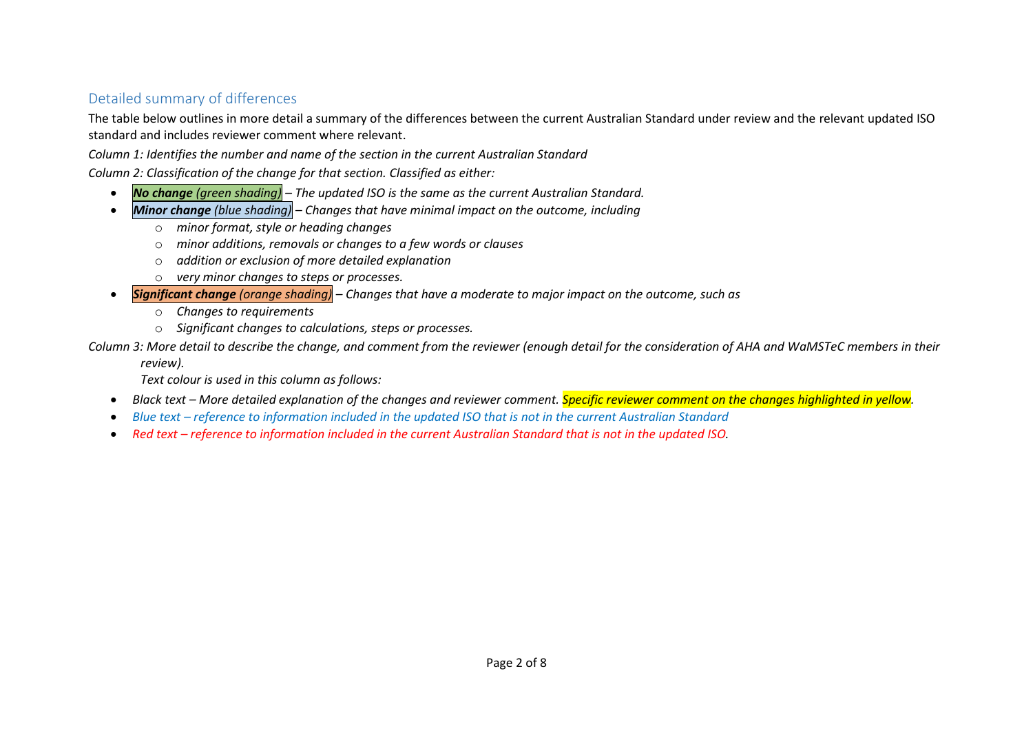## Detailed summary of differences

The table below outlines in more detail a summary of the differences between the current Australian Standard under review and the relevant updated ISO standard and includes reviewer comment where relevant.

*Column 1: Identifies the number and name of the section in the current Australian Standard*

*Column 2: Classification of the change for that section. Classified as either:*

- ***No change** (green shading) – The updated ISO is the same as the current Australian Standard.*
- ***Minor change** (blue shading) – Changes that have minimal impact on the outcome, including*
  - *minor format, style or heading changes*
  - *minor additions, removals or changes to a few words or clauses*
  - *addition or exclusion of more detailed explanation*
  - *very minor changes to steps or processes.*
- ***Significant change** (orange shading) – Changes that have a moderate to major impact on the outcome, such as*
  - *Changes to requirements*
  - *Significant changes to calculations, steps or processes.*

*Column 3: More detail to describe the change, and comment from the reviewer (enough detail for the consideration of AHA and WaMSTeC members in their review).*

*Text colour is used in this column as follows:*

- *Black text – More detailed explanation of the changes and reviewer comment. Specific reviewer comment on the changes highlighted in yellow.*
- *Blue text – reference to information included in the updated ISO that is not in the current Australian Standard*
- *Red text – reference to information included in the current Australian Standard that is not in the updated ISO.*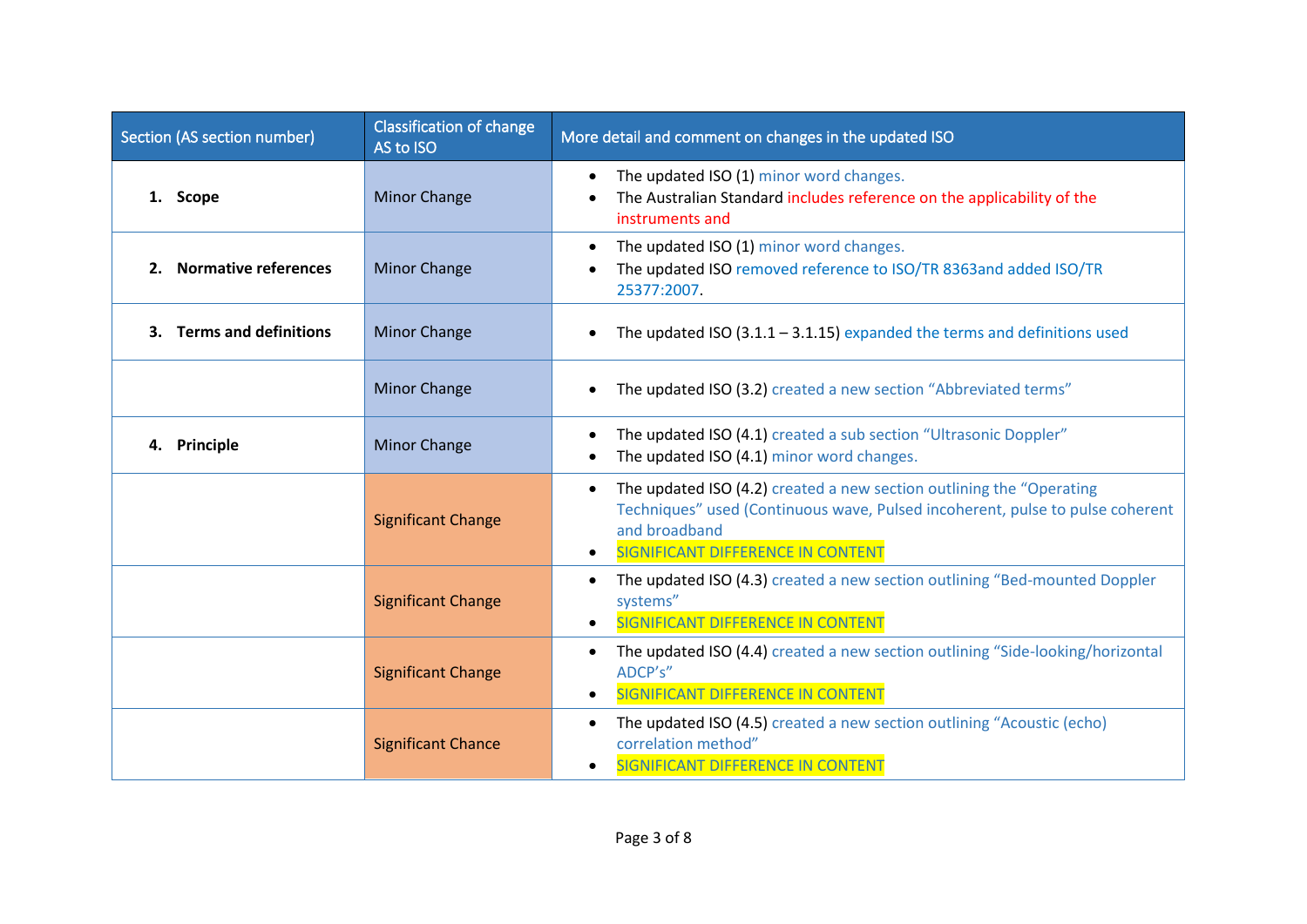| Section (AS section number) | Classification of change AS to ISO | More detail and comment on changes in the updated ISO |
| --- | --- | --- |
| **1. Scope** | Minor Change | • The updated ISO (1) minor word changes. <br> • The Australian Standard includes reference on the applicability of the instruments and |
| **2. Normative references** | Minor Change | • The updated ISO (1) minor word changes. <br> • The updated ISO removed reference to ISO/TR 8363and added ISO/TR 25377:2007. |
| **3. Terms and definitions** | Minor Change | • The updated ISO (3.1.1 – 3.1.15) expanded the terms and definitions used |
| | Minor Change | • The updated ISO (3.2) created a new section “Abbreviated terms” |
| **4. Principle** | Minor Change | • The updated ISO (4.1) created a sub section “Ultrasonic Doppler” <br> • The updated ISO (4.1) minor word changes. |
| | Significant Change | • The updated ISO (4.2) created a new section outlining the “Operating Techniques” used (Continuous wave, Pulsed incoherent, pulse to pulse coherent and broadband <br> • SIGNIFICANT DIFFERENCE IN CONTENT |
| | Significant Change | • The updated ISO (4.3) created a new section outlining “Bed-mounted Doppler systems” <br> • SIGNIFICANT DIFFERENCE IN CONTENT |
| | Significant Change | • The updated ISO (4.4) created a new section outlining “Side-looking/horizontal ADCP’s” <br> • SIGNIFICANT DIFFERENCE IN CONTENT |
| | Significant Chance | • The updated ISO (4.5) created a new section outlining “Acoustic (echo) correlation method” <br> • SIGNIFICANT DIFFERENCE IN CONTENT |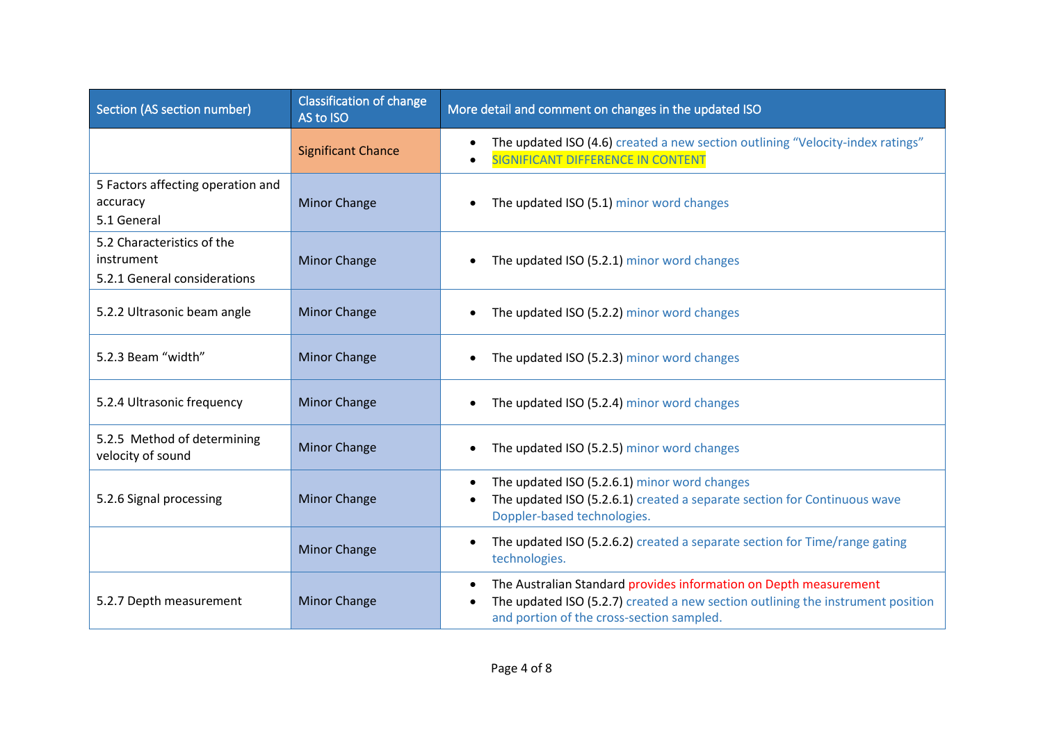| Section (AS section number) | Classification of change AS to ISO | More detail and comment on changes in the updated ISO |
|---|---|---|
| | Significant Chance | • The updated ISO (4.6) created a new section outlining "Velocity-index ratings"<br>• SIGNIFICANT DIFFERENCE IN CONTENT |
| 5 Factors affecting operation and accuracy<br>5.1 General | Minor Change | • The updated ISO (5.1) minor word changes |
| 5.2 Characteristics of the instrument<br>5.2.1 General considerations | Minor Change | • The updated ISO (5.2.1) minor word changes |
| 5.2.2 Ultrasonic beam angle | Minor Change | • The updated ISO (5.2.2) minor word changes |
| 5.2.3 Beam "width" | Minor Change | • The updated ISO (5.2.3) minor word changes |
| 5.2.4 Ultrasonic frequency | Minor Change | • The updated ISO (5.2.4) minor word changes |
| 5.2.5 Method of determining velocity of sound | Minor Change | • The updated ISO (5.2.5) minor word changes |
| 5.2.6 Signal processing | Minor Change | • The updated ISO (5.2.6.1) minor word changes<br>• The updated ISO (5.2.6.1) created a separate section for Continuous wave Doppler-based technologies. |
| | Minor Change | • The updated ISO (5.2.6.2) created a separate section for Time/range gating technologies. |
| 5.2.7 Depth measurement | Minor Change | • The Australian Standard provides information on Depth measurement<br>• The updated ISO (5.2.7) created a new section outlining the instrument position and portion of the cross-section sampled. |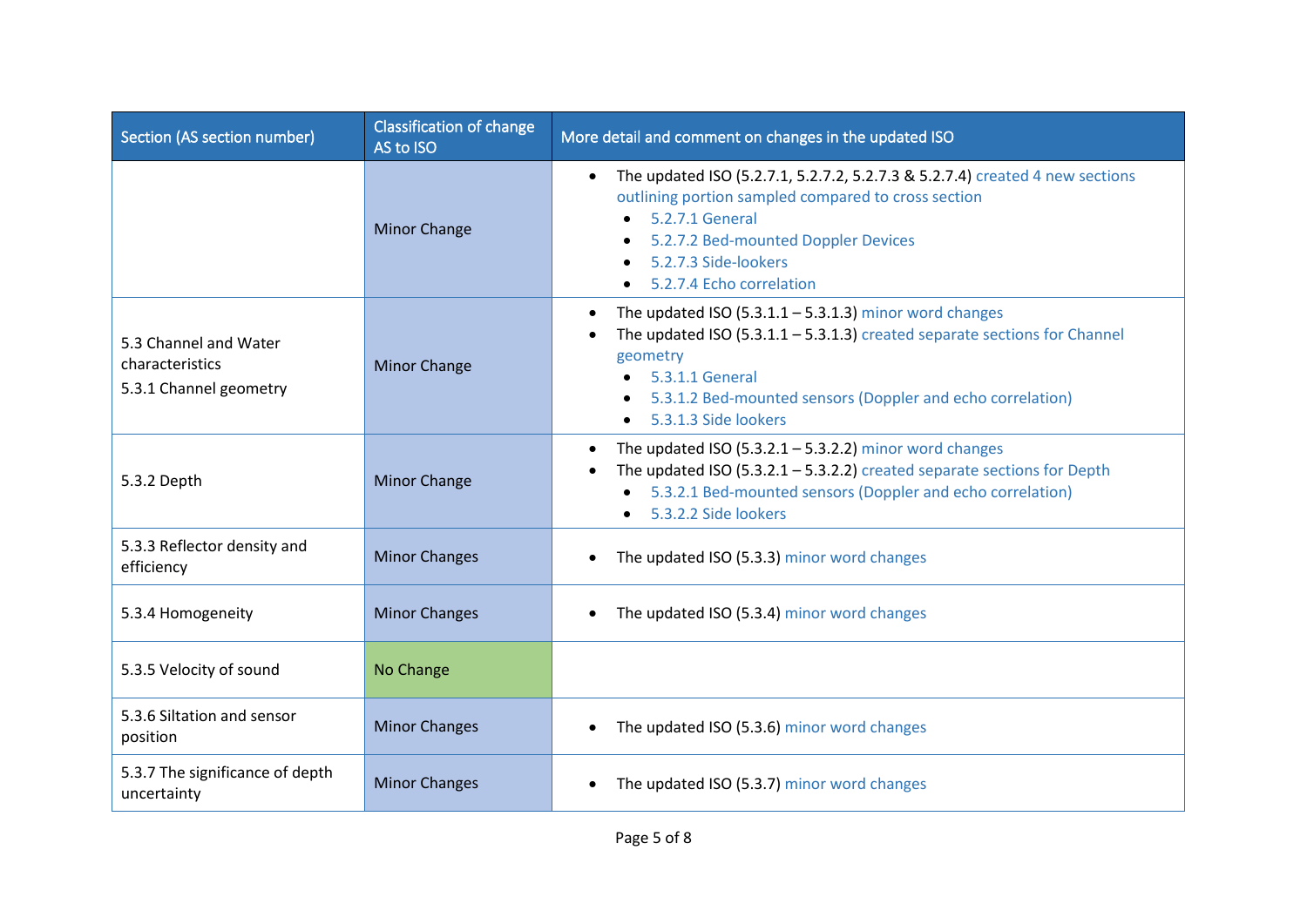| Section (AS section number) | Classification of change AS to ISO | More detail and comment on changes in the updated ISO |
|---|---|---|
| | Minor Change | • The updated ISO (5.2.7.1, 5.2.7.2, 5.2.7.3 & 5.2.7.4) created 4 new sections outlining portion sampled compared to cross section<br>• 5.2.7.1 General<br>• 5.2.7.2 Bed-mounted Doppler Devices<br>• 5.2.7.3 Side-lookers<br>• 5.2.7.4 Echo correlation |
| 5.3 Channel and Water characteristics<br>5.3.1 Channel geometry | Minor Change | • The updated ISO (5.3.1.1 – 5.3.1.3) minor word changes<br>• The updated ISO (5.3.1.1 – 5.3.1.3) created separate sections for Channel geometry<br>• 5.3.1.1 General<br>• 5.3.1.2 Bed-mounted sensors (Doppler and echo correlation)<br>• 5.3.1.3 Side lookers |
| 5.3.2 Depth | Minor Change | • The updated ISO (5.3.2.1 – 5.3.2.2) minor word changes<br>• The updated ISO (5.3.2.1 – 5.3.2.2) created separate sections for Depth<br>• 5.3.2.1 Bed-mounted sensors (Doppler and echo correlation)<br>• 5.3.2.2 Side lookers |
| 5.3.3 Reflector density and efficiency | Minor Changes | • The updated ISO (5.3.3) minor word changes |
| 5.3.4 Homogeneity | Minor Changes | • The updated ISO (5.3.4) minor word changes |
| 5.3.5 Velocity of sound | No Change | |
| 5.3.6 Siltation and sensor position | Minor Changes | • The updated ISO (5.3.6) minor word changes |
| 5.3.7 The significance of depth uncertainty | Minor Changes | • The updated ISO (5.3.7) minor word changes |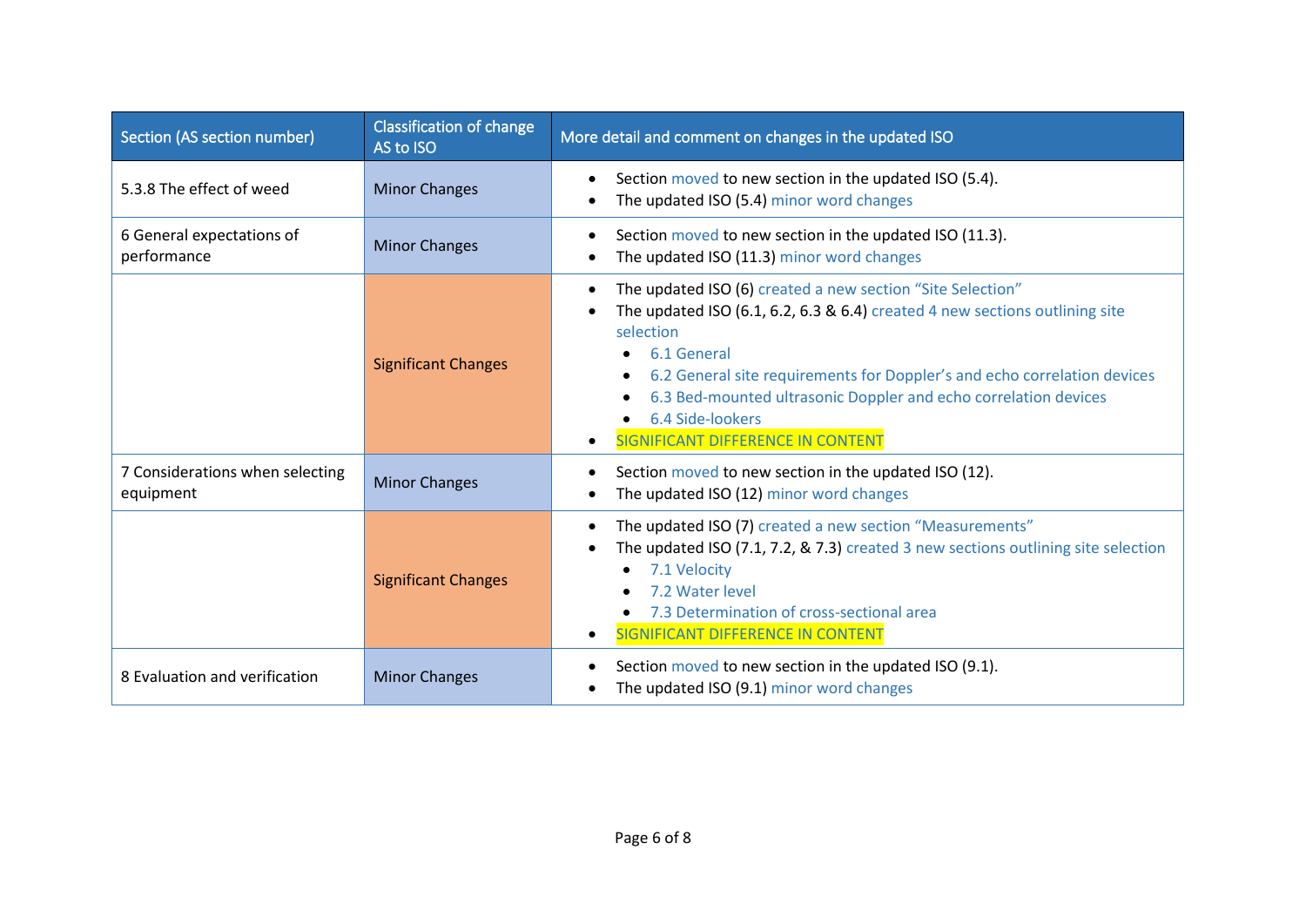| Section (AS section number) | Classification of change AS to ISO | More detail and comment on changes in the updated ISO |
|---|---|---|
| 5.3.8 The effect of weed | Minor Changes | • Section moved to new section in the updated ISO (5.4).<br>• The updated ISO (5.4) minor word changes |
| 6 General expectations of performance | Minor Changes | • Section moved to new section in the updated ISO (11.3).<br>• The updated ISO (11.3) minor word changes |
| | Significant Changes | • The updated ISO (6) created a new section "Site Selection"<br>• The updated ISO (6.1, 6.2, 6.3 & 6.4) created 4 new sections outlining site selection<br>&nbsp;&nbsp;◦ 6.1 General<br>&nbsp;&nbsp;◦ 6.2 General site requirements for Doppler's and echo correlation devices<br>&nbsp;&nbsp;◦ 6.3 Bed-mounted ultrasonic Doppler and echo correlation devices<br>&nbsp;&nbsp;◦ 6.4 Side-lookers<br>• SIGNIFICANT DIFFERENCE IN CONTENT |
| 7 Considerations when selecting equipment | Minor Changes | • Section moved to new section in the updated ISO (12).<br>• The updated ISO (12) minor word changes |
| | Significant Changes | • The updated ISO (7) created a new section "Measurements"<br>• The updated ISO (7.1, 7.2, & 7.3) created 3 new sections outlining site selection<br>&nbsp;&nbsp;◦ 7.1 Velocity<br>&nbsp;&nbsp;◦ 7.2 Water level<br>&nbsp;&nbsp;◦ 7.3 Determination of cross-sectional area<br>• SIGNIFICANT DIFFERENCE IN CONTENT |
| 8 Evaluation and verification | Minor Changes | • Section moved to new section in the updated ISO (9.1).<br>• The updated ISO (9.1) minor word changes |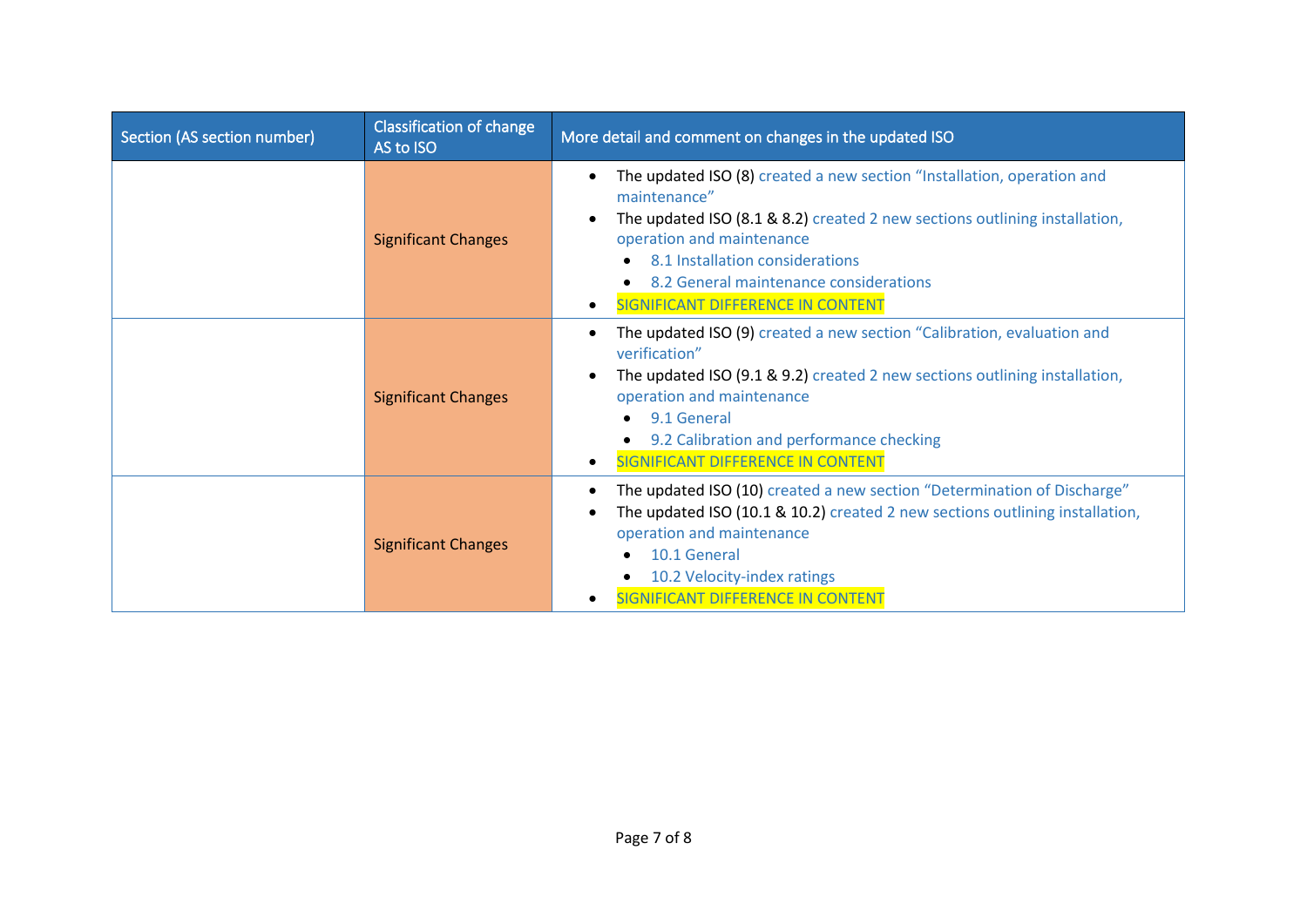| Section (AS section number) | Classification of change AS to ISO | More detail and comment on changes in the updated ISO |
|---|---|---|
| | Significant Changes | • The updated ISO (8) created a new section "Installation, operation and maintenance"<br>• The updated ISO (8.1 & 8.2) created 2 new sections outlining installation, operation and maintenance<br>&nbsp;&nbsp;• 8.1 Installation considerations<br>&nbsp;&nbsp;• 8.2 General maintenance considerations<br>• SIGNIFICANT DIFFERENCE IN CONTENT |
| | Significant Changes | • The updated ISO (9) created a new section "Calibration, evaluation and verification"<br>• The updated ISO (9.1 & 9.2) created 2 new sections outlining installation, operation and maintenance<br>&nbsp;&nbsp;• 9.1 General<br>&nbsp;&nbsp;• 9.2 Calibration and performance checking<br>• SIGNIFICANT DIFFERENCE IN CONTENT |
| | Significant Changes | • The updated ISO (10) created a new section "Determination of Discharge"<br>• The updated ISO (10.1 & 10.2) created 2 new sections outlining installation, operation and maintenance<br>&nbsp;&nbsp;• 10.1 General<br>&nbsp;&nbsp;• 10.2 Velocity-index ratings<br>• SIGNIFICANT DIFFERENCE IN CONTENT |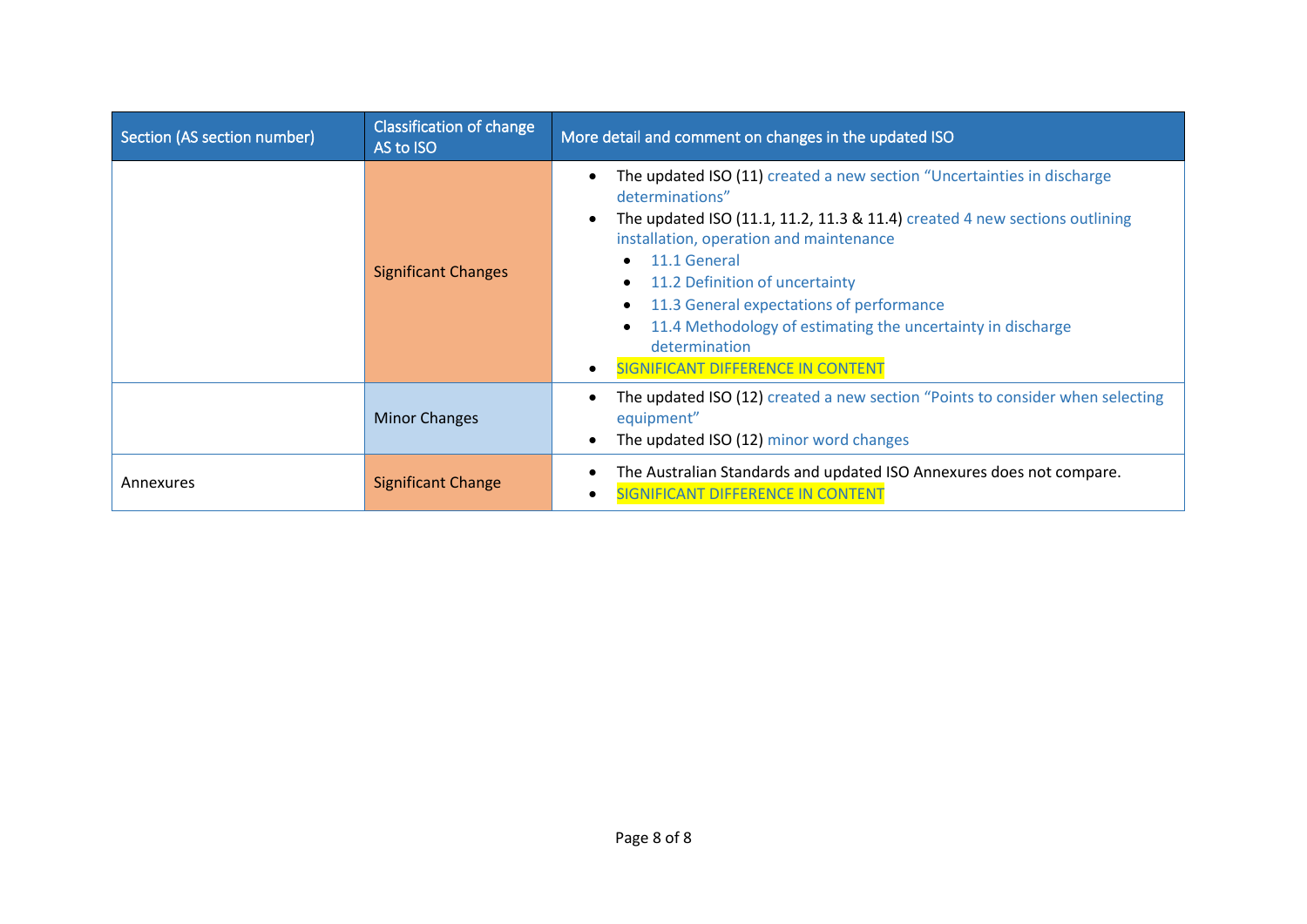| Section (AS section number) | Classification of change AS to ISO | More detail and comment on changes in the updated ISO |
|---|---|---|
| | Significant Changes | • The updated ISO (11) created a new section "Uncertainties in discharge determinations"<br>• The updated ISO (11.1, 11.2, 11.3 & 11.4) created 4 new sections outlining installation, operation and maintenance<br>  • 11.1 General<br>  • 11.2 Definition of uncertainty<br>  • 11.3 General expectations of performance<br>  • 11.4 Methodology of estimating the uncertainty in discharge determination<br>• SIGNIFICANT DIFFERENCE IN CONTENT |
| | Minor Changes | • The updated ISO (12) created a new section "Points to consider when selecting equipment"<br>• The updated ISO (12) minor word changes |
| Annexures | Significant Change | • The Australian Standards and updated ISO Annexures does not compare.<br>• SIGNIFICANT DIFFERENCE IN CONTENT |